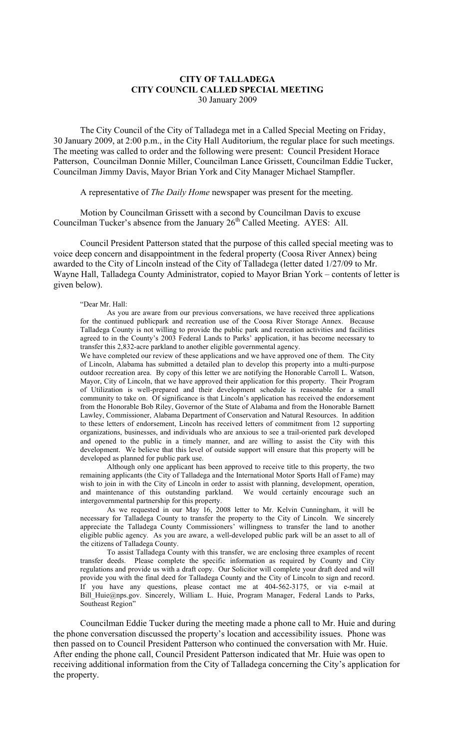# CITY OF TALLADEGA
## CITY COUNCIL CALLED SPECIAL MEETING
30 January 2009

The City Council of the City of Talladega met in a Called Special Meeting on Friday, 30 January 2009, at 2:00 p.m., in the City Hall Auditorium, the regular place for such meetings. The meeting was called to order and the following were present: Council President Horace Patterson, Councilman Donnie Miller, Councilman Lance Grissett, Councilman Eddie Tucker, Councilman Jimmy Davis, Mayor Brian York and City Manager Michael Stampfler.

A representative of *The Daily Home* newspaper was present for the meeting.

Motion by Councilman Grissett with a second by Councilman Davis to excuse Councilman Tucker's absence from the January 26th Called Meeting. AYES: All.

Council President Patterson stated that the purpose of this called special meeting was to voice deep concern and disappointment in the federal property (Coosa River Annex) being awarded to the City of Lincoln instead of the City of Talladega (letter dated 1/27/09 to Mr. Wayne Hall, Talladega County Administrator, copied to Mayor Brian York – contents of letter is given below).

"Dear Mr. Hall:

As you are aware from our previous conversations, we have received three applications for the continued publicpark and recreation use of the Coosa River Storage Annex. Because Talladega County is not willing to provide the public park and recreation activities and facilities agreed to in the County's 2003 Federal Lands to Parks' application, it has become necessary to transfer this 2,832-acre parkland to another eligible governmental agency.

We have completed our review of these applications and we have approved one of them. The City of Lincoln, Alabama has submitted a detailed plan to develop this property into a multi-purpose outdoor recreation area. By copy of this letter we are notifying the Honorable Carroll L. Watson, Mayor, City of Lincoln, that we have approved their application for this property. Their Program of Utilization is well-prepared and their development schedule is reasonable for a small community to take on. Of significance is that Lincoln's application has received the endorsement from the Honorable Bob Riley, Governor of the State of Alabama and from the Honorable Barnett Lawley, Commissioner, Alabama Department of Conservation and Natural Resources. In addition to these letters of endorsement, Lincoln has received letters of commitment from 12 supporting organizations, businesses, and individuals who are anxious to see a trail-oriented park developed and opened to the public in a timely manner, and are willing to assist the City with this development. We believe that this level of outside support will ensure that this property will be developed as planned for public park use.

Although only one applicant has been approved to receive title to this property, the two remaining applicants (the City of Talladega and the International Motor Sports Hall of Fame) may wish to join in with the City of Lincoln in order to assist with planning, development, operation, and maintenance of this outstanding parkland. We would certainly encourage such an intergovernmental partnership for this property.

As we requested in our May 16, 2008 letter to Mr. Kelvin Cunningham, it will be necessary for Talladega County to transfer the property to the City of Lincoln. We sincerely appreciate the Talladega County Commissioners' willingness to transfer the land to another eligible public agency. As you are aware, a well-developed public park will be an asset to all of the citizens of Talladega County.

To assist Talladega County with this transfer, we are enclosing three examples of recent transfer deeds. Please complete the specific information as required by County and City regulations and provide us with a draft copy. Our Solicitor will complete your draft deed and will provide you with the final deed for Talladega County and the City of Lincoln to sign and record. If you have any questions, please contact me at 404-562-3175, or via e-mail at Bill_Huie@nps.gov. Sincerely, William L. Huie, Program Manager, Federal Lands to Parks, Southeast Region"

Councilman Eddie Tucker during the meeting made a phone call to Mr. Huie and during the phone conversation discussed the property's location and accessibility issues. Phone was then passed on to Council President Patterson who continued the conversation with Mr. Huie. After ending the phone call, Council President Patterson indicated that Mr. Huie was open to receiving additional information from the City of Talladega concerning the City's application for the property.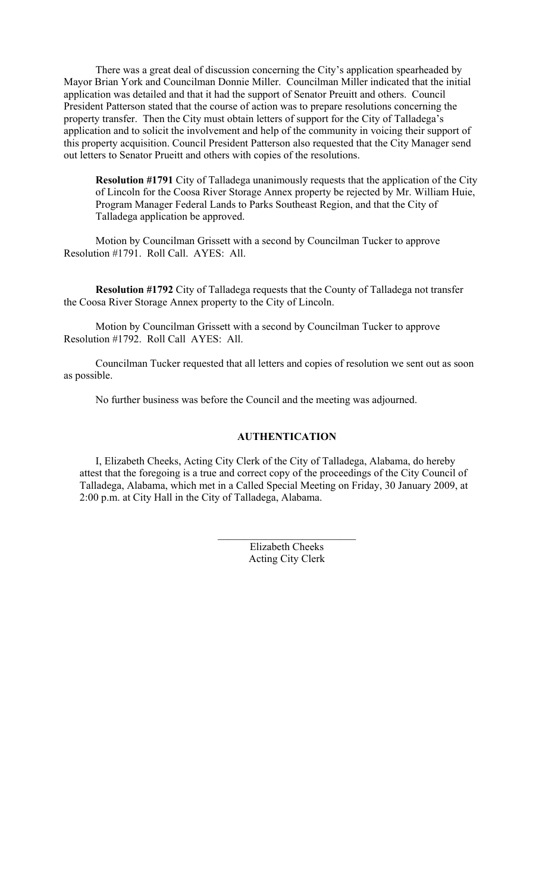There was a great deal of discussion concerning the City's application spearheaded by Mayor Brian York and Councilman Donnie Miller. Councilman Miller indicated that the initial application was detailed and that it had the support of Senator Preuitt and others. Council President Patterson stated that the course of action was to prepare resolutions concerning the property transfer. Then the City must obtain letters of support for the City of Talladega's application and to solicit the involvement and help of the community in voicing their support of this property acquisition. Council President Patterson also requested that the City Manager send out letters to Senator Prueitt and others with copies of the resolutions.

> **Resolution #1791** City of Talladega unanimously requests that the application of the City of Lincoln for the Coosa River Storage Annex property be rejected by Mr. William Huie, Program Manager Federal Lands to Parks Southeast Region, and that the City of Talladega application be approved.

Motion by Councilman Grissett with a second by Councilman Tucker to approve Resolution #1791. Roll Call. AYES: All.

**Resolution #1792** City of Talladega requests that the County of Talladega not transfer the Coosa River Storage Annex property to the City of Lincoln.

Motion by Councilman Grissett with a second by Councilman Tucker to approve Resolution #1792. Roll Call AYES: All.

Councilman Tucker requested that all letters and copies of resolution we sent out as soon as possible.

No further business was before the Council and the meeting was adjourned.

### AUTHENTICATION

I, Elizabeth Cheeks, Acting City Clerk of the City of Talladega, Alabama, do hereby attest that the foregoing is a true and correct copy of the proceedings of the City Council of Talladega, Alabama, which met in a Called Special Meeting on Friday, 30 January 2009, at 2:00 p.m. at City Hall in the City of Talladega, Alabama.

\_\_\_\_\_\_\_\_\_\_\_\_\_\_\_\_\_\_\_\_\_\_\_\_\_\_\_

Elizabeth Cheeks
Acting City Clerk